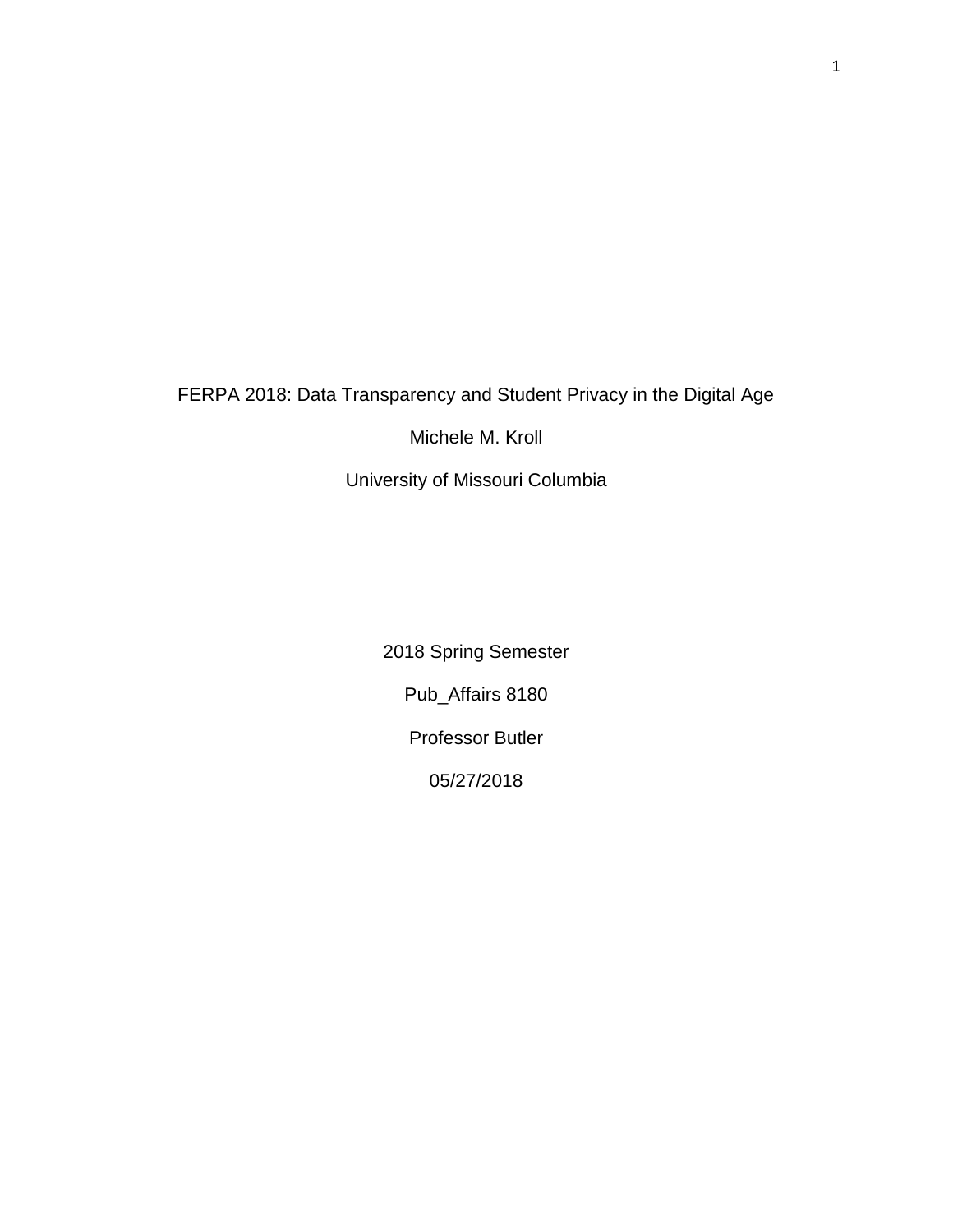# FERPA 2018: Data Transparency and Student Privacy in the Digital Age

Michele M. Kroll

University of Missouri Columbia

2018 Spring Semester

Pub_Affairs 8180

Professor Butler

05/27/2018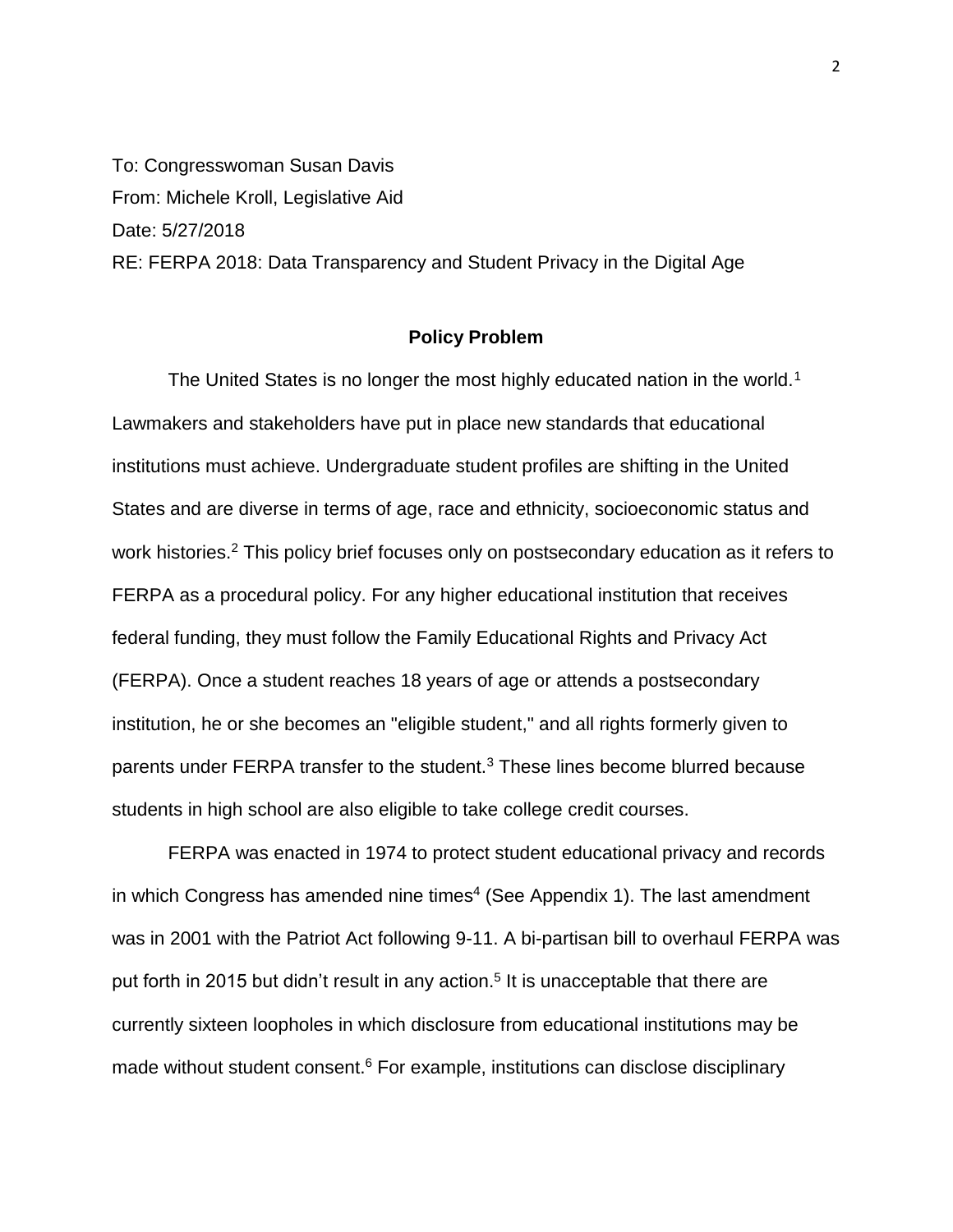To: Congresswoman Susan Davis

From: Michele Kroll, Legislative Aid

Date: 5/27/2018

RE: FERPA 2018: Data Transparency and Student Privacy in the Digital Age

## Policy Problem

The United States is no longer the most highly educated nation in the world.[1] Lawmakers and stakeholders have put in place new standards that educational institutions must achieve. Undergraduate student profiles are shifting in the United States and are diverse in terms of age, race and ethnicity, socioeconomic status and work histories.[2] This policy brief focuses only on postsecondary education as it refers to FERPA as a procedural policy. For any higher educational institution that receives federal funding, they must follow the Family Educational Rights and Privacy Act (FERPA). Once a student reaches 18 years of age or attends a postsecondary institution, he or she becomes an "eligible student," and all rights formerly given to parents under FERPA transfer to the student.[3] These lines become blurred because students in high school are also eligible to take college credit courses.

FERPA was enacted in 1974 to protect student educational privacy and records in which Congress has amended nine times[4] (See Appendix 1). The last amendment was in 2001 with the Patriot Act following 9-11. A bi-partisan bill to overhaul FERPA was put forth in 2015 but didn't result in any action.[5] It is unacceptable that there are currently sixteen loopholes in which disclosure from educational institutions may be made without student consent.[6] For example, institutions can disclose disciplinary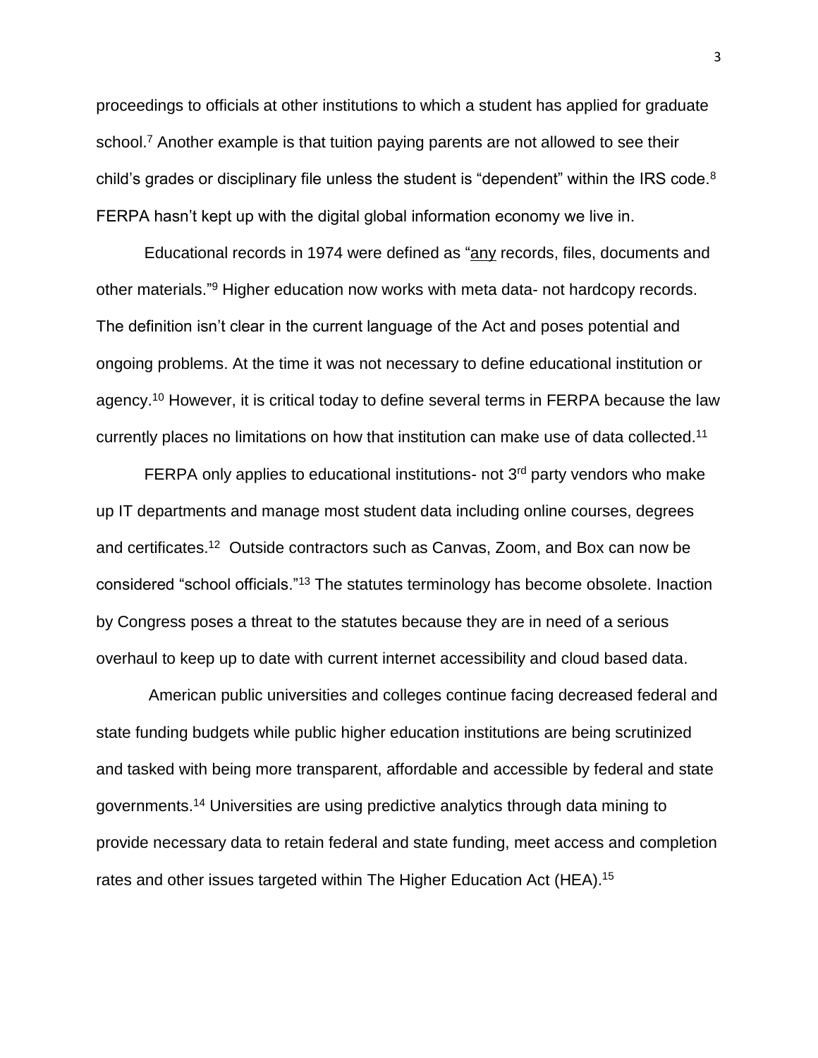proceedings to officials at other institutions to which a student has applied for graduate school.[7] Another example is that tuition paying parents are not allowed to see their child's grades or disciplinary file unless the student is "dependent" within the IRS code.[8] FERPA hasn't kept up with the digital global information economy we live in.

Educational records in 1974 were defined as "<u>any</u> records, files, documents and other materials."[9] Higher education now works with meta data- not hardcopy records. The definition isn't clear in the current language of the Act and poses potential and ongoing problems. At the time it was not necessary to define educational institution or agency.[10] However, it is critical today to define several terms in FERPA because the law currently places no limitations on how that institution can make use of data collected.[11]

FERPA only applies to educational institutions- not 3rd party vendors who make up IT departments and manage most student data including online courses, degrees and certificates.[12] Outside contractors such as Canvas, Zoom, and Box can now be considered "school officials."[13] The statutes terminology has become obsolete. Inaction by Congress poses a threat to the statutes because they are in need of a serious overhaul to keep up to date with current internet accessibility and cloud based data.

American public universities and colleges continue facing decreased federal and state funding budgets while public higher education institutions are being scrutinized and tasked with being more transparent, affordable and accessible by federal and state governments.[14] Universities are using predictive analytics through data mining to provide necessary data to retain federal and state funding, meet access and completion rates and other issues targeted within The Higher Education Act (HEA).[15]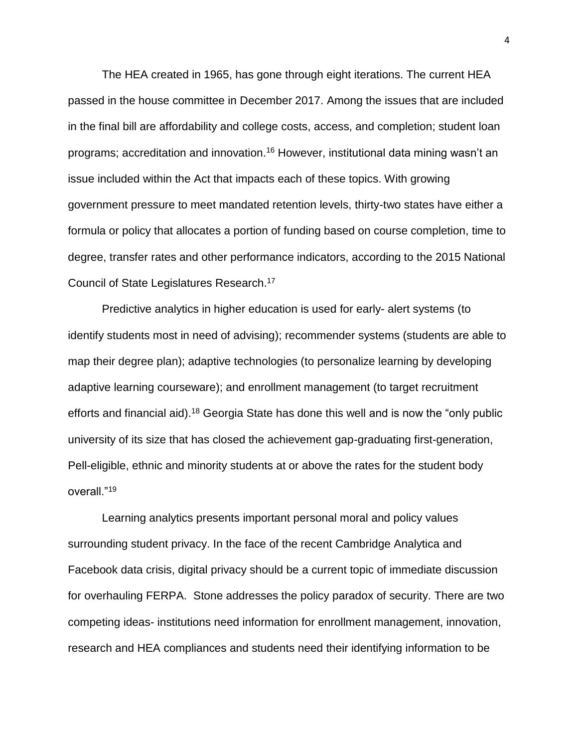The HEA created in 1965, has gone through eight iterations. The current HEA passed in the house committee in December 2017. Among the issues that are included in the final bill are affordability and college costs, access, and completion; student loan programs; accreditation and innovation.[16] However, institutional data mining wasn't an issue included within the Act that impacts each of these topics. With growing government pressure to meet mandated retention levels, thirty-two states have either a formula or policy that allocates a portion of funding based on course completion, time to degree, transfer rates and other performance indicators, according to the 2015 National Council of State Legislatures Research.[17]

Predictive analytics in higher education is used for early- alert systems (to identify students most in need of advising); recommender systems (students are able to map their degree plan); adaptive technologies (to personalize learning by developing adaptive learning courseware); and enrollment management (to target recruitment efforts and financial aid).[18] Georgia State has done this well and is now the "only public university of its size that has closed the achievement gap-graduating first-generation, Pell-eligible, ethnic and minority students at or above the rates for the student body overall."[19]

Learning analytics presents important personal moral and policy values surrounding student privacy. In the face of the recent Cambridge Analytica and Facebook data crisis, digital privacy should be a current topic of immediate discussion for overhauling FERPA. Stone addresses the policy paradox of security. There are two competing ideas- institutions need information for enrollment management, innovation, research and HEA compliances and students need their identifying information to be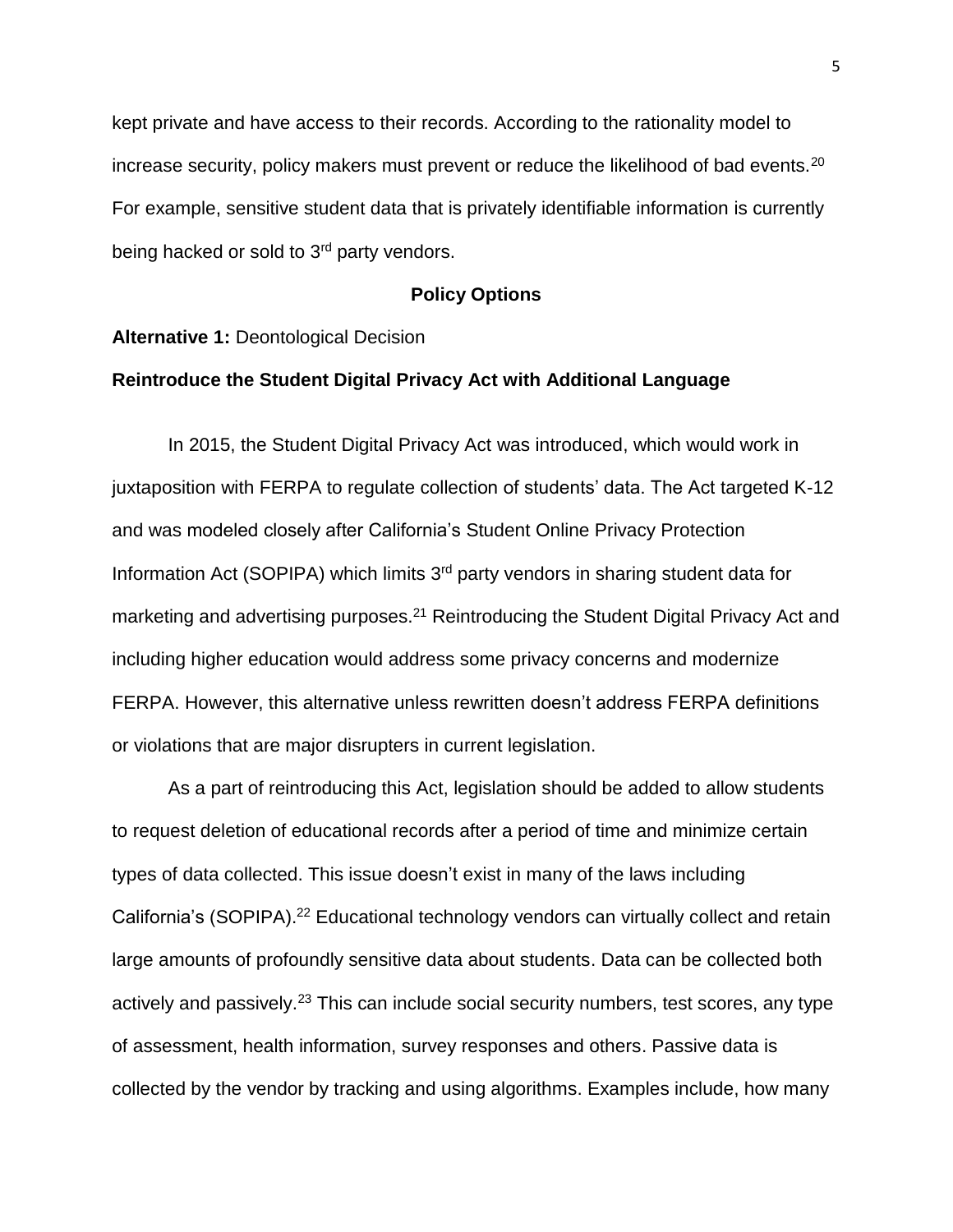kept private and have access to their records. According to the rationality model to increase security, policy makers must prevent or reduce the likelihood of bad events.[20] For example, sensitive student data that is privately identifiable information is currently being hacked or sold to 3rd party vendors.

## Policy Options

**Alternative 1:** Deontological Decision

### Reintroduce the Student Digital Privacy Act with Additional Language

In 2015, the Student Digital Privacy Act was introduced, which would work in juxtaposition with FERPA to regulate collection of students' data. The Act targeted K-12 and was modeled closely after California's Student Online Privacy Protection Information Act (SOPIPA) which limits 3rd party vendors in sharing student data for marketing and advertising purposes.[21] Reintroducing the Student Digital Privacy Act and including higher education would address some privacy concerns and modernize FERPA. However, this alternative unless rewritten doesn't address FERPA definitions or violations that are major disrupters in current legislation.

As a part of reintroducing this Act, legislation should be added to allow students to request deletion of educational records after a period of time and minimize certain types of data collected. This issue doesn't exist in many of the laws including California's (SOPIPA).[22] Educational technology vendors can virtually collect and retain large amounts of profoundly sensitive data about students. Data can be collected both actively and passively.[23] This can include social security numbers, test scores, any type of assessment, health information, survey responses and others. Passive data is collected by the vendor by tracking and using algorithms. Examples include, how many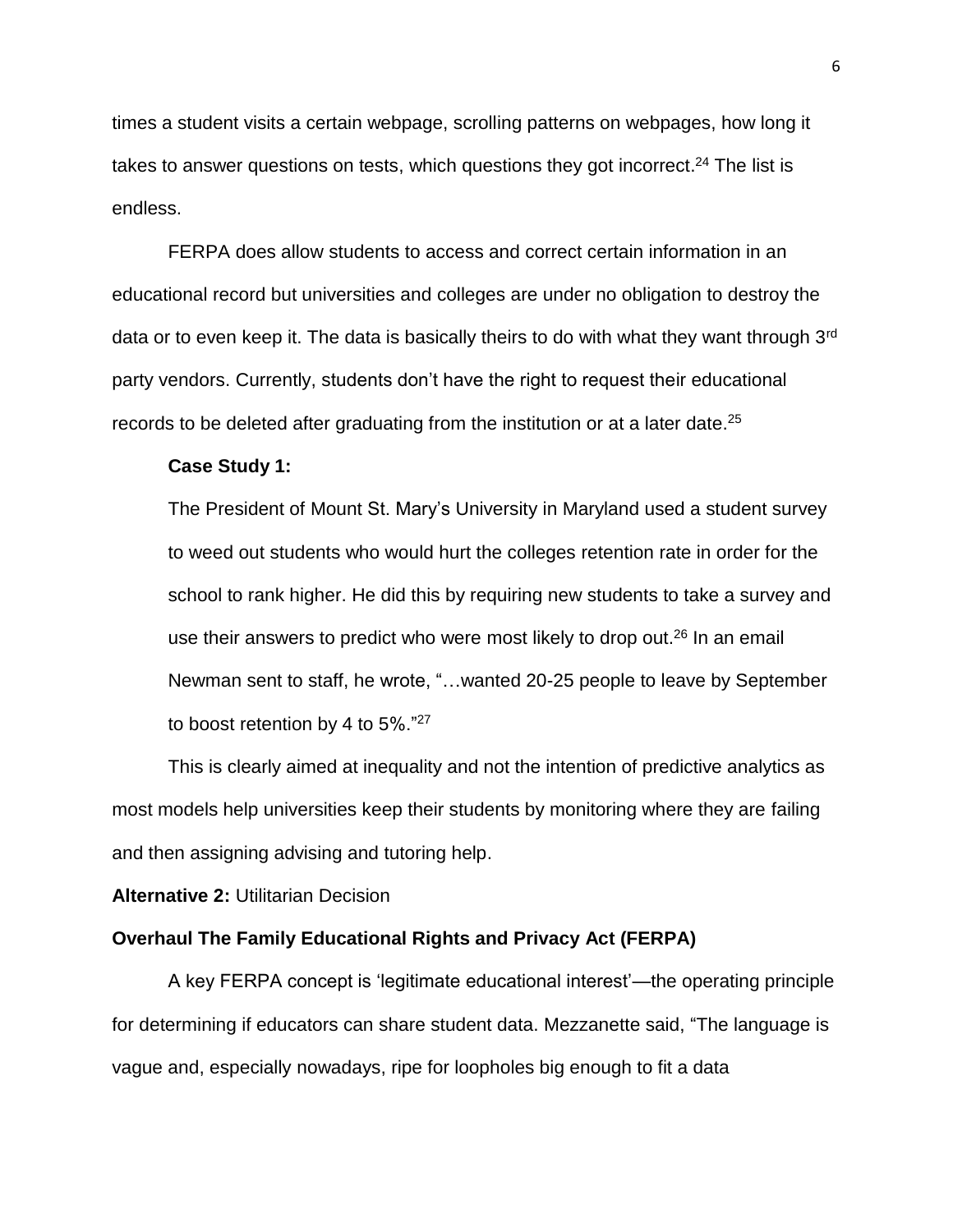times a student visits a certain webpage, scrolling patterns on webpages, how long it takes to answer questions on tests, which questions they got incorrect.[24] The list is endless.

FERPA does allow students to access and correct certain information in an educational record but universities and colleges are under no obligation to destroy the data or to even keep it. The data is basically theirs to do with what they want through 3rd party vendors. Currently, students don't have the right to request their educational records to be deleted after graduating from the institution or at a later date.[25]

**Case Study 1:**

> The President of Mount St. Mary's University in Maryland used a student survey to weed out students who would hurt the colleges retention rate in order for the school to rank higher. He did this by requiring new students to take a survey and use their answers to predict who were most likely to drop out.[26] In an email Newman sent to staff, he wrote, "…wanted 20-25 people to leave by September to boost retention by 4 to 5%."[27]

This is clearly aimed at inequality and not the intention of predictive analytics as most models help universities keep their students by monitoring where they are failing and then assigning advising and tutoring help.

**Alternative 2:** Utilitarian Decision

**Overhaul The Family Educational Rights and Privacy Act (FERPA)**

A key FERPA concept is 'legitimate educational interest'—the operating principle for determining if educators can share student data. Mezzanette said, "The language is vague and, especially nowadays, ripe for loopholes big enough to fit a data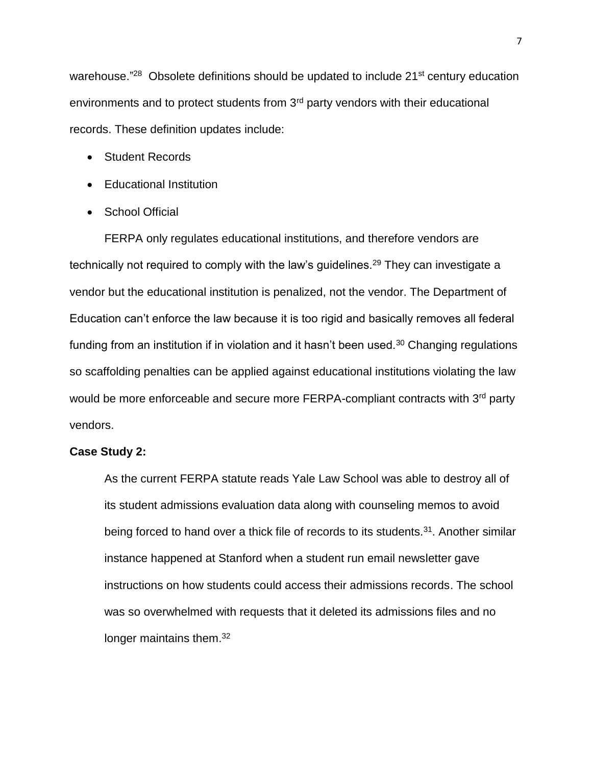warehouse."[28] Obsolete definitions should be updated to include 21st century education environments and to protect students from 3rd party vendors with their educational records. These definition updates include:

- Student Records
- Educational Institution
- School Official

FERPA only regulates educational institutions, and therefore vendors are technically not required to comply with the law's guidelines.[29] They can investigate a vendor but the educational institution is penalized, not the vendor. The Department of Education can't enforce the law because it is too rigid and basically removes all federal funding from an institution if in violation and it hasn't been used.[30] Changing regulations so scaffolding penalties can be applied against educational institutions violating the law would be more enforceable and secure more FERPA-compliant contracts with 3rd party vendors.

**Case Study 2:**

As the current FERPA statute reads Yale Law School was able to destroy all of its student admissions evaluation data along with counseling memos to avoid being forced to hand over a thick file of records to its students.[31]. Another similar instance happened at Stanford when a student run email newsletter gave instructions on how students could access their admissions records. The school was so overwhelmed with requests that it deleted its admissions files and no longer maintains them.[32]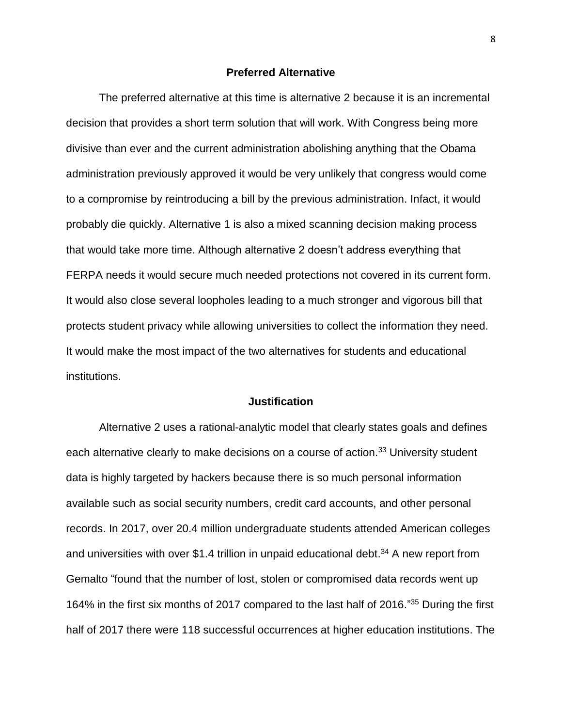## Preferred Alternative

The preferred alternative at this time is alternative 2 because it is an incremental decision that provides a short term solution that will work. With Congress being more divisive than ever and the current administration abolishing anything that the Obama administration previously approved it would be very unlikely that congress would come to a compromise by reintroducing a bill by the previous administration. Infact, it would probably die quickly. Alternative 1 is also a mixed scanning decision making process that would take more time. Although alternative 2 doesn't address everything that FERPA needs it would secure much needed protections not covered in its current form. It would also close several loopholes leading to a much stronger and vigorous bill that protects student privacy while allowing universities to collect the information they need. It would make the most impact of the two alternatives for students and educational institutions.

## Justification

Alternative 2 uses a rational-analytic model that clearly states goals and defines each alternative clearly to make decisions on a course of action.[33] University student data is highly targeted by hackers because there is so much personal information available such as social security numbers, credit card accounts, and other personal records. In 2017, over 20.4 million undergraduate students attended American colleges and universities with over $1.4 trillion in unpaid educational debt.[34] A new report from Gemalto "found that the number of lost, stolen or compromised data records went up 164% in the first six months of 2017 compared to the last half of 2016."[35] During the first half of 2017 there were 118 successful occurrences at higher education institutions. The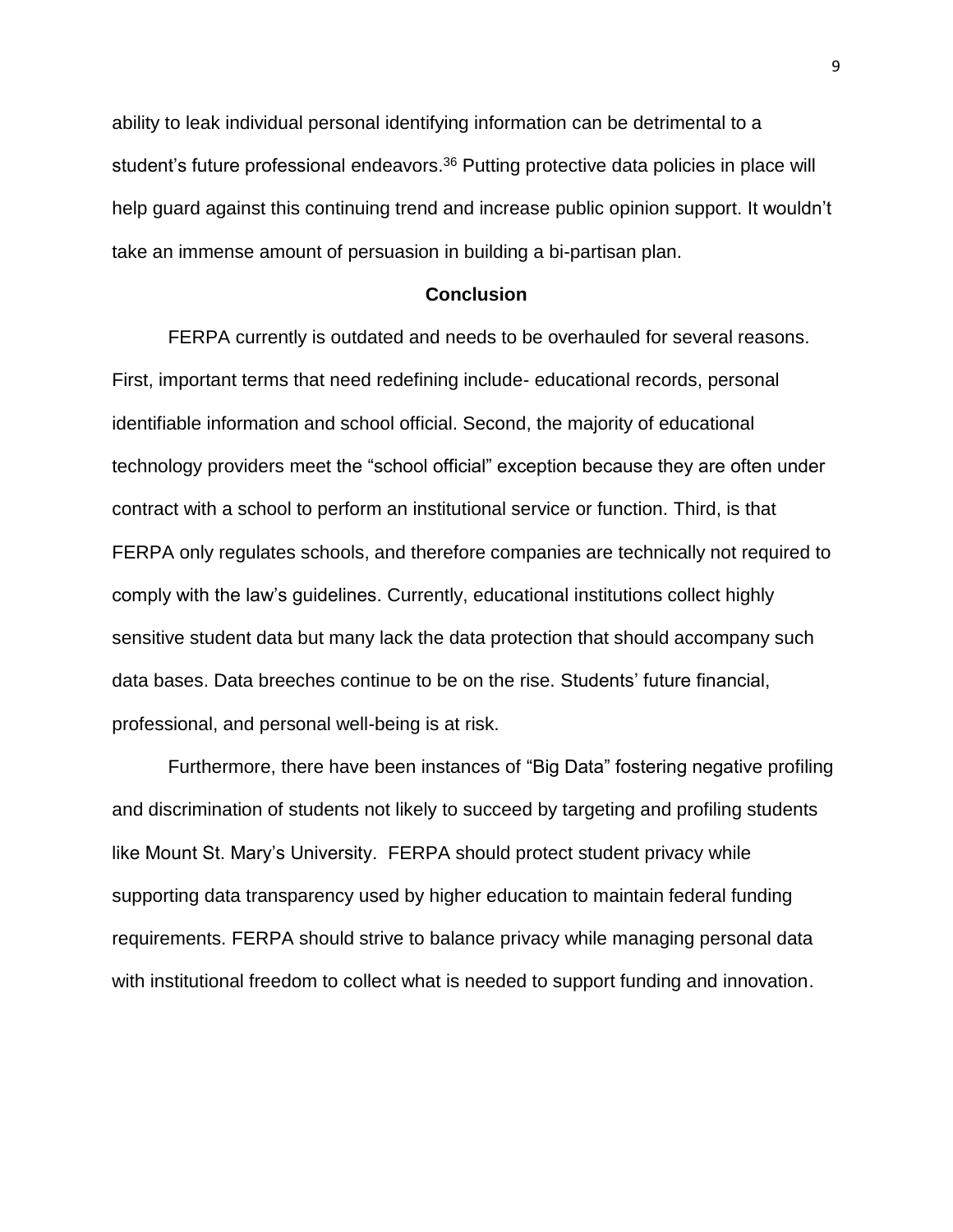ability to leak individual personal identifying information can be detrimental to a student's future professional endeavors.[36] Putting protective data policies in place will help guard against this continuing trend and increase public opinion support. It wouldn't take an immense amount of persuasion in building a bi-partisan plan.

## Conclusion

FERPA currently is outdated and needs to be overhauled for several reasons. First, important terms that need redefining include- educational records, personal identifiable information and school official. Second, the majority of educational technology providers meet the "school official" exception because they are often under contract with a school to perform an institutional service or function. Third, is that FERPA only regulates schools, and therefore companies are technically not required to comply with the law's guidelines. Currently, educational institutions collect highly sensitive student data but many lack the data protection that should accompany such data bases. Data breeches continue to be on the rise. Students' future financial, professional, and personal well-being is at risk.

Furthermore, there have been instances of "Big Data" fostering negative profiling and discrimination of students not likely to succeed by targeting and profiling students like Mount St. Mary's University. FERPA should protect student privacy while supporting data transparency used by higher education to maintain federal funding requirements. FERPA should strive to balance privacy while managing personal data with institutional freedom to collect what is needed to support funding and innovation.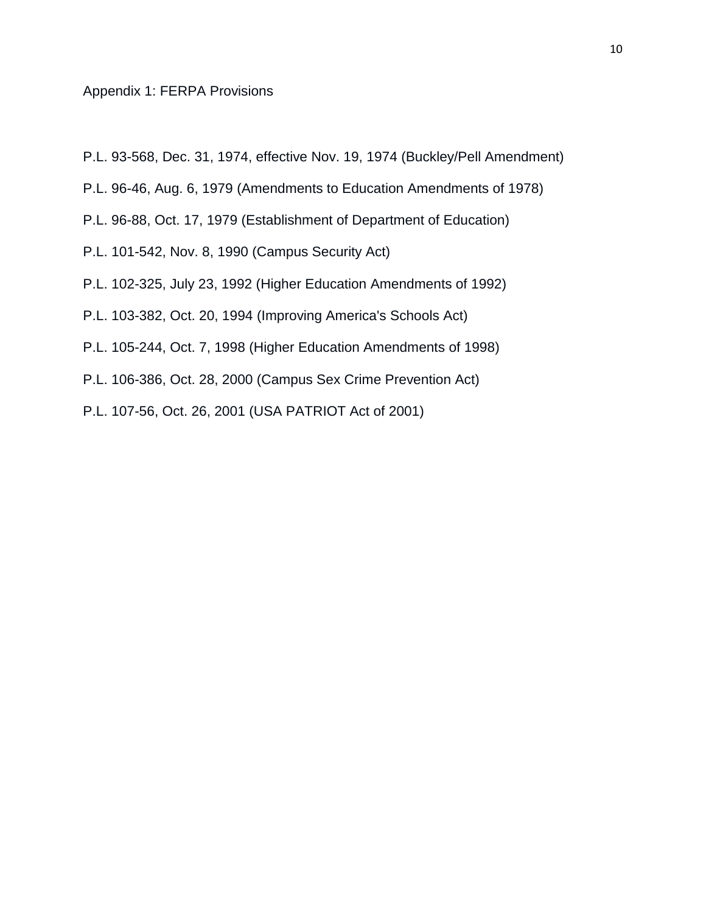Appendix 1: FERPA Provisions

P.L. 93-568, Dec. 31, 1974, effective Nov. 19, 1974 (Buckley/Pell Amendment)

P.L. 96-46, Aug. 6, 1979 (Amendments to Education Amendments of 1978)

P.L. 96-88, Oct. 17, 1979 (Establishment of Department of Education)

P.L. 101-542, Nov. 8, 1990 (Campus Security Act)

P.L. 102-325, July 23, 1992 (Higher Education Amendments of 1992)

P.L. 103-382, Oct. 20, 1994 (Improving America's Schools Act)

P.L. 105-244, Oct. 7, 1998 (Higher Education Amendments of 1998)

P.L. 106-386, Oct. 28, 2000 (Campus Sex Crime Prevention Act)

P.L. 107-56, Oct. 26, 2001 (USA PATRIOT Act of 2001)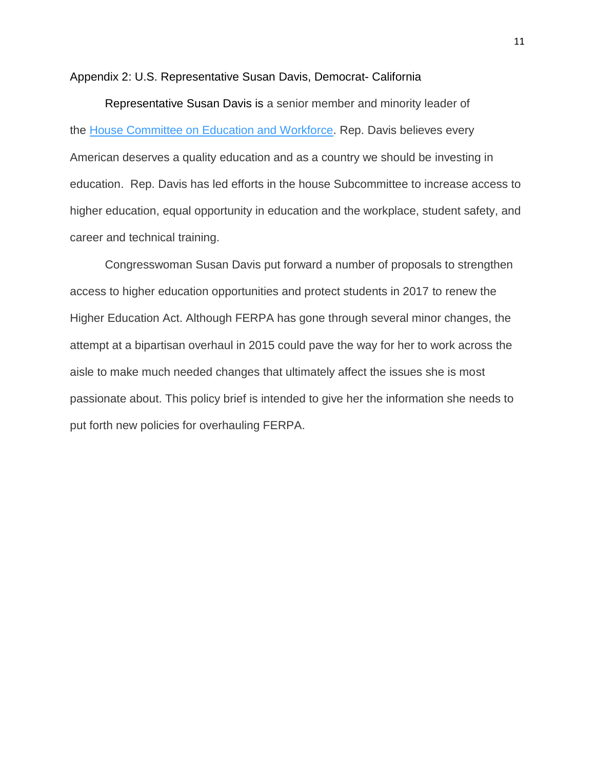## Appendix 2: U.S. Representative Susan Davis, Democrat- California

Representative Susan Davis is a senior member and minority leader of the House Committee on Education and Workforce. Rep. Davis believes every American deserves a quality education and as a country we should be investing in education. Rep. Davis has led efforts in the house Subcommittee to increase access to higher education, equal opportunity in education and the workplace, student safety, and career and technical training.

Congresswoman Susan Davis put forward a number of proposals to strengthen access to higher education opportunities and protect students in 2017 to renew the Higher Education Act. Although FERPA has gone through several minor changes, the attempt at a bipartisan overhaul in 2015 could pave the way for her to work across the aisle to make much needed changes that ultimately affect the issues she is most passionate about. This policy brief is intended to give her the information she needs to put forth new policies for overhauling FERPA.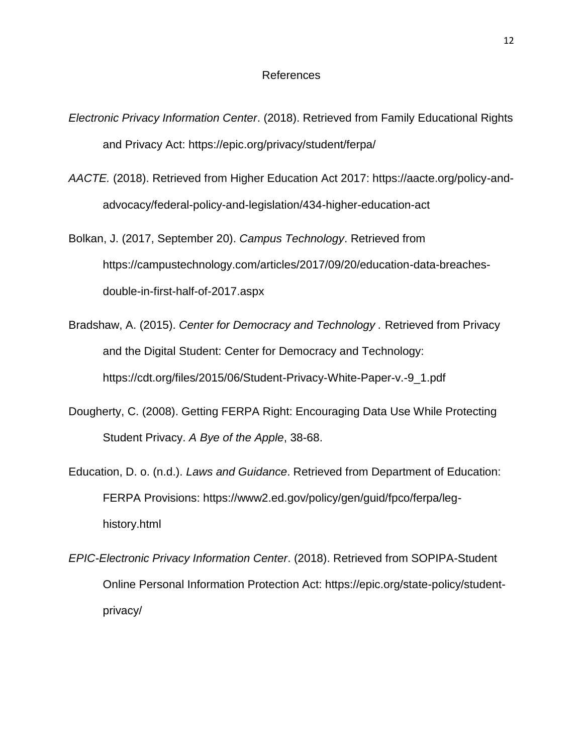# References

*Electronic Privacy Information Center*. (2018). Retrieved from Family Educational Rights and Privacy Act: https://epic.org/privacy/student/ferpa/

*AACTE.* (2018). Retrieved from Higher Education Act 2017: https://aacte.org/policy-and-advocacy/federal-policy-and-legislation/434-higher-education-act

Bolkan, J. (2017, September 20). *Campus Technology*. Retrieved from https://campustechnology.com/articles/2017/09/20/education-data-breaches-double-in-first-half-of-2017.aspx

Bradshaw, A. (2015). *Center for Democracy and Technology .* Retrieved from Privacy and the Digital Student: Center for Democracy and Technology: https://cdt.org/files/2015/06/Student-Privacy-White-Paper-v.-9_1.pdf

Dougherty, C. (2008). Getting FERPA Right: Encouraging Data Use While Protecting Student Privacy. *A Bye of the Apple*, 38-68.

Education, D. o. (n.d.). *Laws and Guidance*. Retrieved from Department of Education: FERPA Provisions: https://www2.ed.gov/policy/gen/guid/fpco/ferpa/leg-history.html

*EPIC-Electronic Privacy Information Center*. (2018). Retrieved from SOPIPA-Student Online Personal Information Protection Act: https://epic.org/state-policy/student-privacy/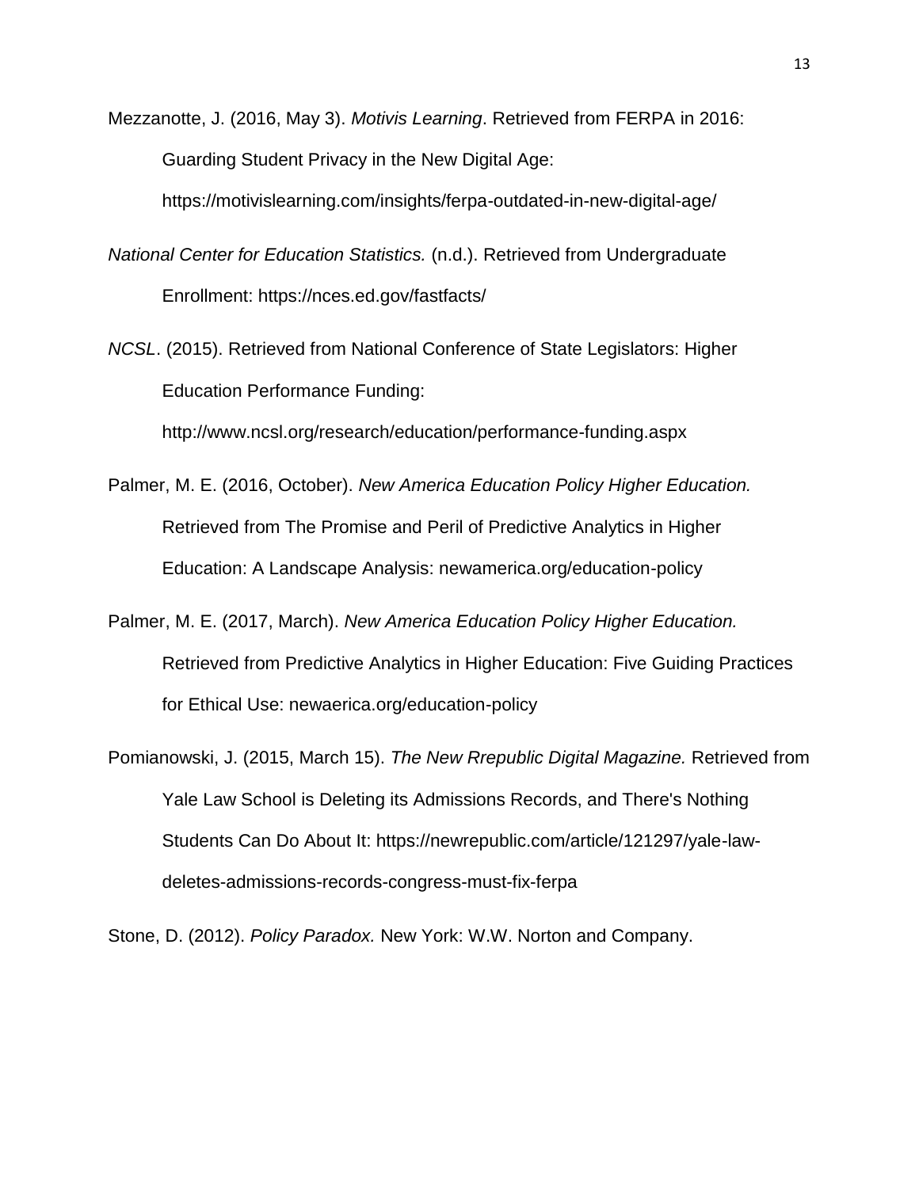Mezzanotte, J. (2016, May 3). *Motivis Learning*. Retrieved from FERPA in 2016: Guarding Student Privacy in the New Digital Age: https://motivislearning.com/insights/ferpa-outdated-in-new-digital-age/

*National Center for Education Statistics.* (n.d.). Retrieved from Undergraduate Enrollment: https://nces.ed.gov/fastfacts/

*NCSL*. (2015). Retrieved from National Conference of State Legislators: Higher Education Performance Funding: http://www.ncsl.org/research/education/performance-funding.aspx

Palmer, M. E. (2016, October). *New America Education Policy Higher Education.* Retrieved from The Promise and Peril of Predictive Analytics in Higher Education: A Landscape Analysis: newamerica.org/education-policy

Palmer, M. E. (2017, March). *New America Education Policy Higher Education.* Retrieved from Predictive Analytics in Higher Education: Five Guiding Practices for Ethical Use: newaerica.org/education-policy

Pomianowski, J. (2015, March 15). *The New Rrepublic Digital Magazine.* Retrieved from Yale Law School is Deleting its Admissions Records, and There's Nothing Students Can Do About It: https://newrepublic.com/article/121297/yale-law-deletes-admissions-records-congress-must-fix-ferpa

Stone, D. (2012). *Policy Paradox.* New York: W.W. Norton and Company.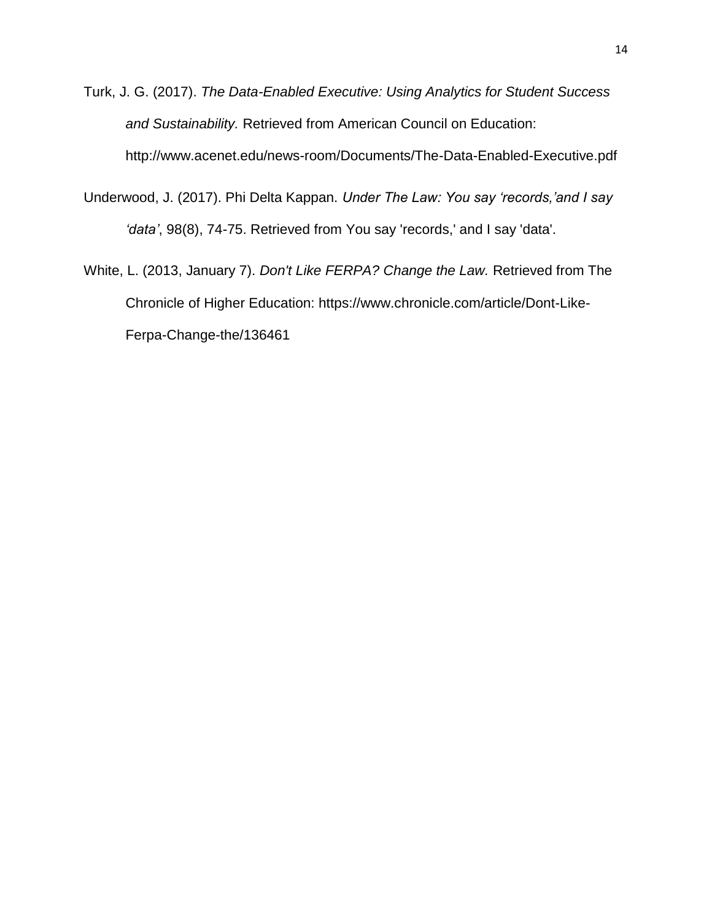Turk, J. G. (2017). *The Data-Enabled Executive: Using Analytics for Student Success and Sustainability.* Retrieved from American Council on Education: http://www.acenet.edu/news-room/Documents/The-Data-Enabled-Executive.pdf

Underwood, J. (2017). Phi Delta Kappan. *Under The Law: You say 'records,'and I say 'data'*, 98(8), 74-75. Retrieved from You say 'records,' and I say 'data'.

White, L. (2013, January 7). *Don't Like FERPA? Change the Law.* Retrieved from The Chronicle of Higher Education: https://www.chronicle.com/article/Dont-Like-Ferpa-Change-the/136461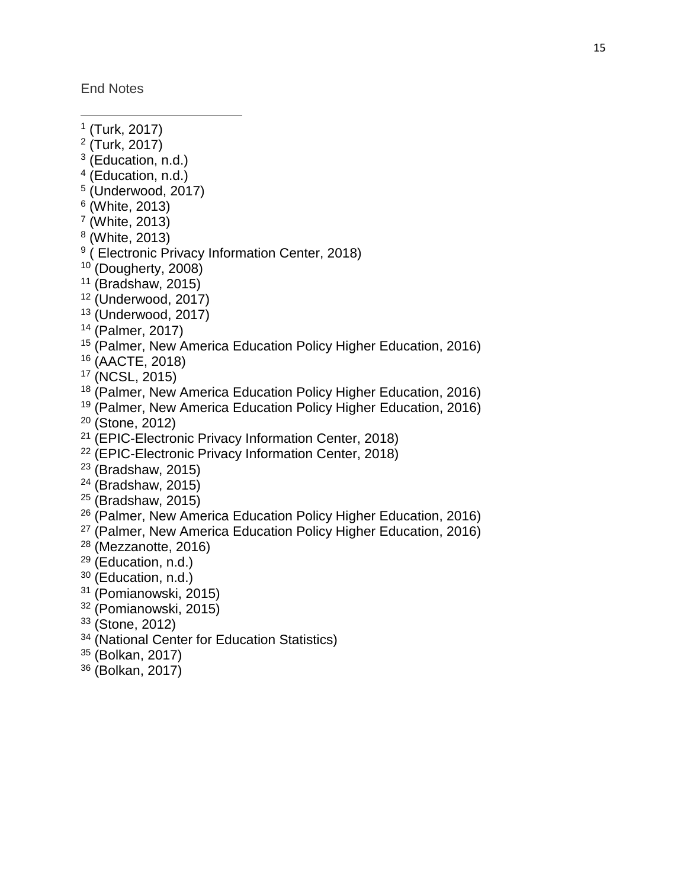End Notes

[1] (Turk, 2017)
[2] (Turk, 2017)
[3] (Education, n.d.)
[4] (Education, n.d.)
[5] (Underwood, 2017)
[6] (White, 2013)
[7] (White, 2013)
[8] (White, 2013)
[9] ( Electronic Privacy Information Center, 2018)
[10] (Dougherty, 2008)
[11] (Bradshaw, 2015)
[12] (Underwood, 2017)
[13] (Underwood, 2017)
[14] (Palmer, 2017)
[15] (Palmer, New America Education Policy Higher Education, 2016)
[16] (AACTE, 2018)
[17] (NCSL, 2015)
[18] (Palmer, New America Education Policy Higher Education, 2016)
[19] (Palmer, New America Education Policy Higher Education, 2016)
[20] (Stone, 2012)
[21] (EPIC-Electronic Privacy Information Center, 2018)
[22] (EPIC-Electronic Privacy Information Center, 2018)
[23] (Bradshaw, 2015)
[24] (Bradshaw, 2015)
[25] (Bradshaw, 2015)
[26] (Palmer, New America Education Policy Higher Education, 2016)
[27] (Palmer, New America Education Policy Higher Education, 2016)
[28] (Mezzanotte, 2016)
[29] (Education, n.d.)
[30] (Education, n.d.)
[31] (Pomianowski, 2015)
[32] (Pomianowski, 2015)
[33] (Stone, 2012)
[34] (National Center for Education Statistics)
[35] (Bolkan, 2017)
[36] (Bolkan, 2017)